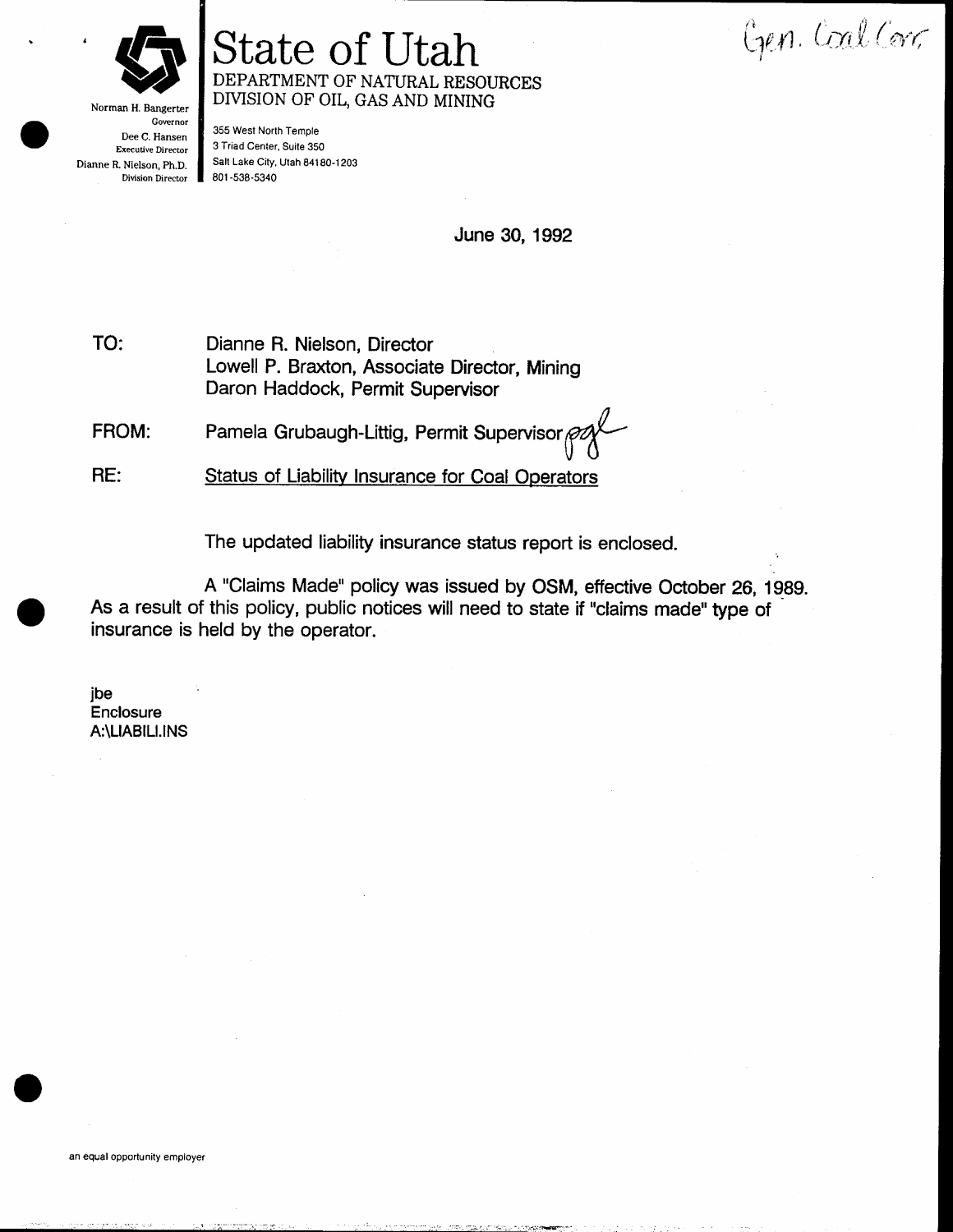Gen. Coal Corr.

# State of Utah

DEPARTMENT OF NATURAL RESOURCES
DIVISION OF OIL, GAS AND MINING

Norman H. Bangerter
Governor
Dee C. Hansen
Executive Director
Dianne R. Nielson, Ph.D.
Division Director

355 West North Temple
3 Triad Center, Suite 350
Salt Lake City, Utah 84180-1203
801-538-5340

June 30, 1992

TO: Dianne R. Nielson, Director
Lowell P. Braxton, Associate Director, Mining
Daron Haddock, Permit Supervisor

FROM: Pamela Grubaugh-Littig, Permit Supervisor *pgl*

RE: Status of Liability Insurance for Coal Operators

The updated liability insurance status report is enclosed.

A "Claims Made" policy was issued by OSM, effective October 26, 1989. As a result of this policy, public notices will need to state if "claims made" type of insurance is held by the operator.

jbe
Enclosure
A:\LIABILI.INS

an equal opportunity employer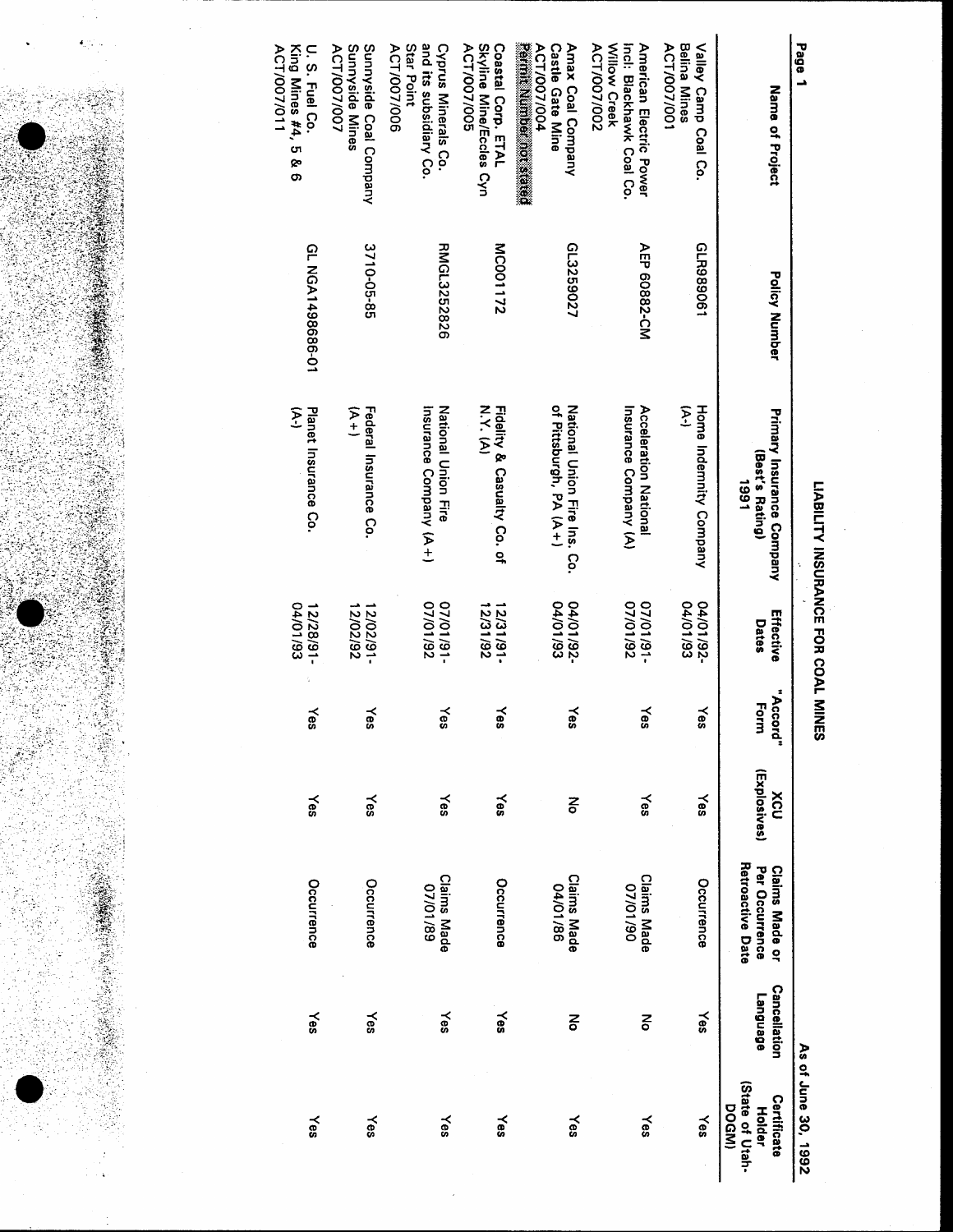# LIABILITY INSURANCE FOR COAL MINES

As of June 30, 1992

| Name of Project | Policy Number | Primary Insurance Company (Best's Rating) 1991 | Effective Dates | "Accord" Form | XCU (Explosives) | Claims Made or Per Occurrence Retroactive Date | Cancellation Language | Certificate Holder (State of Utah-DOGM) |
|---|---|---|---|---|---|---|---|---|
| Valley Camp Coal Co. Belina Mines ACT/007/001 | GLR989061 | Home Indemnity Company (A-) | 04/01/92-04/01/93 | Yes | Yes | Occurrence | Yes | Yes |
| American Electric Power Incl: Blackhawk Coal Co. Willow Creek ACT/007/002 | AEP 60882-CM | Acceleration National Insurance Company (A) | 07/01/91-07/01/92 | Yes | Yes | Claims Made 07/01/90 | No | Yes |
| Amax Coal Company Castle Gate Mine ACT/007/004 Permit Number not stated | GL3259027 | National Union Fire Ins. Co. of Pittsburgh, PA (A+) | 04/01/92-04/01/93 | Yes | No | Claims Made 04/01/86 | No | Yes |
| Coastal Corp. ETAL Skyline Mine/Eccles Cyn ACT/007/005 | MC001172 | Fidelity & Casualty Co. of N.Y. (A) | 12/31/91-12/31/92 | Yes | Yes | Occurrence | Yes | Yes |
| Cyprus Minerals Co. and its subsidiary Co. Star Point ACT/007/006 | RMGL3252826 | National Union Fire Insurance Company (A+) | 07/01/91-07/01/92 | Yes | Yes | Claims Made 07/01/89 | Yes | Yes |
| Sunnyside Coal Company Sunnyside Mines ACT/007/007 | 3710-05-85 | Federal Insurance Co. (A+) | 12/02/91-12/02/92 | Yes | Yes | Occurrence | Yes | Yes |
| U. S. Fuel Co. King Mines #4, 5 & 6 ACT/007/011 | GL NGA1498686-01 | Planet Insurance Co. (A-) | 12/28/91-04/01/93 | Yes | Yes | Occurrence | Yes | Yes |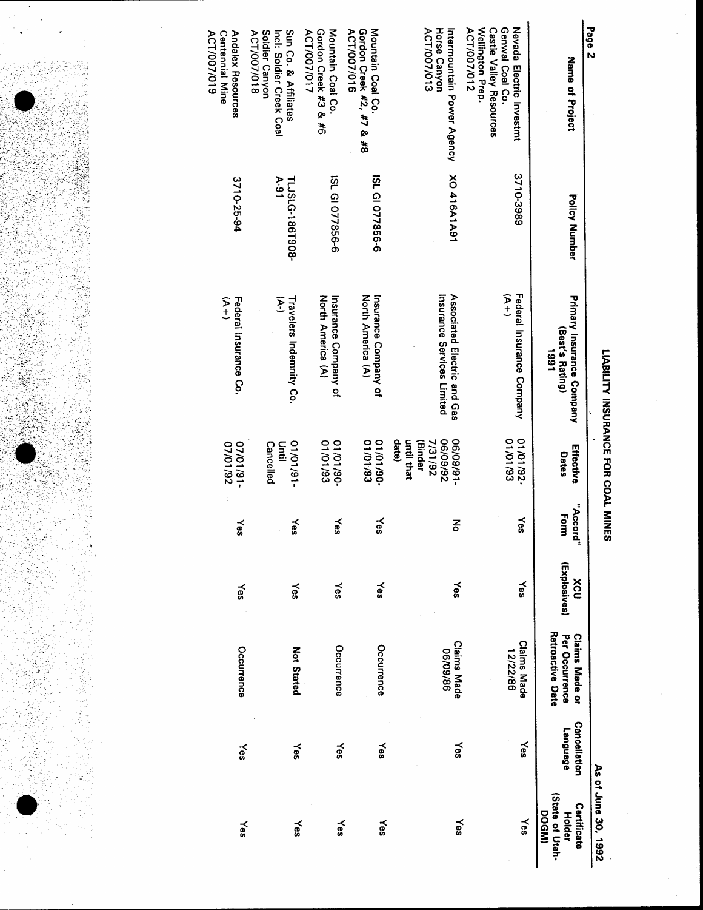# LIABILITY INSURANCE FOR COAL MINES

As of June 30, 1992

| Name of Project | Policy Number | Primary Insurance Company (Best's Rating) 1991 | Effective Dates | "Accord" Form | XCU (Explosives) | Claims Made or Per Occurrence Retroactive Date | Cancellation Language | Certificate Holder (State of Utah-DOGM) |
|---|---|---|---|---|---|---|---|---|
| Nevada Electric Investmt Genwal Coal Co. Castle Valley Resources Wellington Prep. ACT/007/012 | 3710-3989 | Federal Insurance Company (A+) | 01/01/92-01/01/93 | Yes | Yes | Claims Made 12/22/86 | Yes | Yes |
| Intermountain Power Agency Horse Canyon ACT/007/013 | XO 416A1A91 | Associated Electric and Gas Insurance Services Limited | 06/09/91-06/09/92 7/31/92 (Binder until that date) | No | Yes | Claims Made 06/09/86 | Yes | Yes |
| Mountain Coal Co. Gordon Creek #2, #7 & #8 ACT/007/016 | ISL GI 077856-6 | Insurance Company of North America (A) | 01/01/90-01/01/93 | Yes | Yes | Occurence | Yes | Yes |
| Mountain Coal Co. Gordon Creek #3 & #6 ACT/007/017 | ISL GI 077856-6 | Insurance Company of North America (A) | 01/01/90-01/01/93 | Yes | Yes | Occurrence | Yes | Yes |
| Sun Co. & Affiliates Incl: Soldier Creek Coal Soldier Canyon ACT/007/018 | TLJSLG-186T908-A-91 | Travelers Indemnity Co. (A-) | 01/01/91-Until Cancelled | Yes | Yes | Not Stated | Yes | Yes |
| Andalex Resources Centennial Mine ACT/007/019 | 3710-25-94 | Federal Insurance Co. (A+) | 07/01/91-07/01/92 | Yes | Yes | Occurrence | Yes | Yes |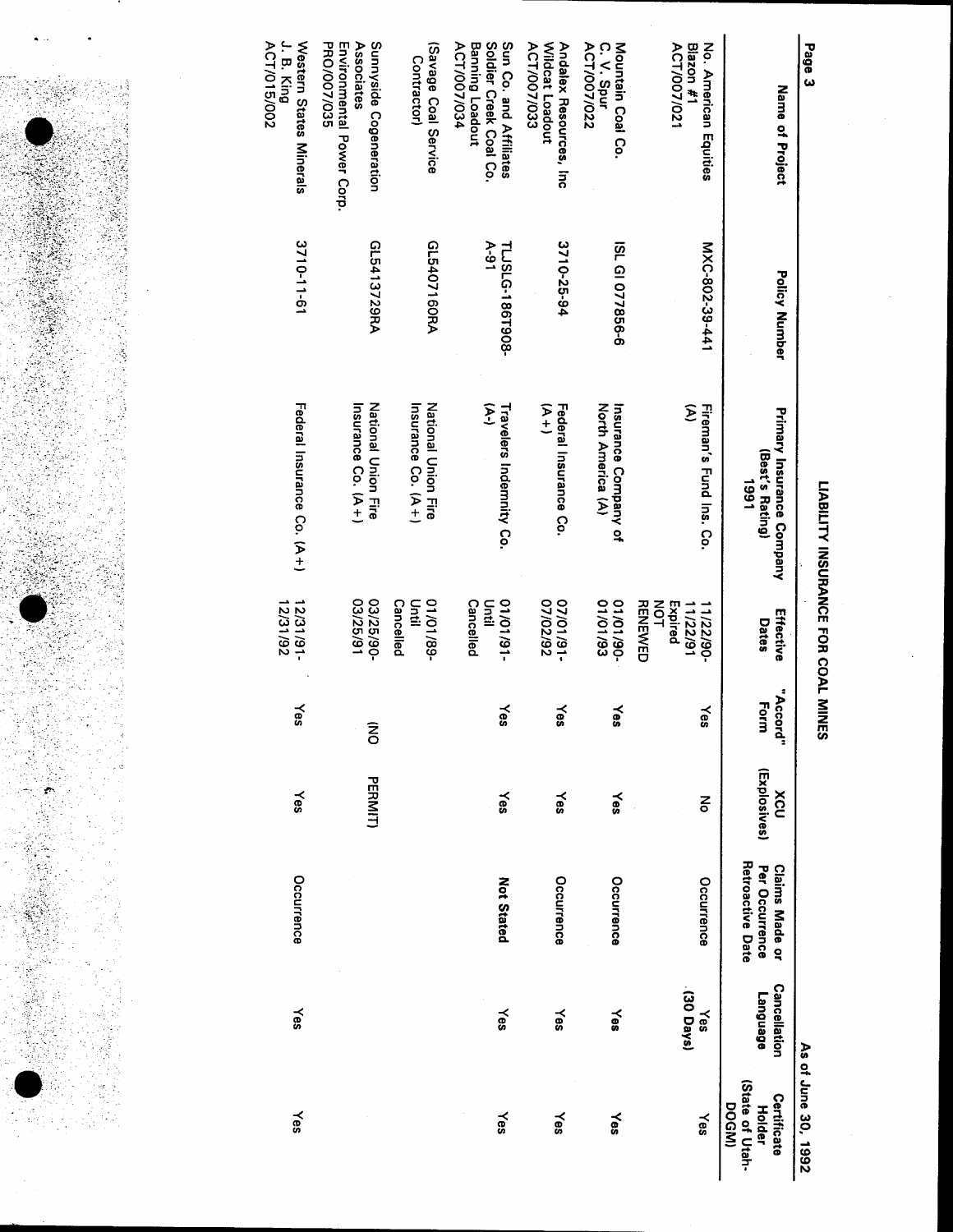As of June 30, 1992

## LIABILITY INSURANCE FOR COAL MINES

| Name of Project | Policy Number | Primary Insurance Company (Best's Rating) 1991 | Effective Dates | "Accord" Form | XCU (Explosives) | Claims Made or Per Occurrence Retroactive Date | Cancellation Language | Certificate Holder (State of Utah-DOGM) |
|---|---|---|---|---|---|---|---|---|
| No. American Equities Blazon #1 ACT/007/021 | MXC-802-39-441 | Fireman's Fund Ins. Co. (A) | 11/22/90-11/22/91 Expired NOT RENEWED | Yes | No | Occurrence | Yes (30 Days) | Yes |
| Mountain Coal Co. C. V. Spur ACT/007/022 | ISL GI 077856-6 | Insurance Company of North America (A) | 01/01/90-01/01/93 | Yes | Yes | Occurrence | Yes | Yes |
| Andalex Resources, Inc Wildcat Loadout ACT/007/033 | 3710-25-94 | Federal Insurance Co. (A+) | 07/01/91-07/02/92 | Yes | Yes | Occurrence | Yes | Yes |
| Sun Co. and Affiliates Soldier Creek Coal Co. Banning Loadout ACT/007/034 | TLJSLG-186T908-A-91 | Travelers Indemnity Co. (A-) | 01/01/91-Until Cancelled | Yes | Yes | Not Stated | Yes | Yes |
| (Savage Coal Service Contractor) | GL5407160RA | National Union Fire Insurance Co. (A+) | 01/01/89-Until Cancelled | | | | | |
| Sunnyside Cogeneration Associates Environmental Power Corp. PRO/007/035 | GL5413729RA | National Union Fire Insurance Co. (A+) | 03/25/90-03/25/91 | (NO | PERMIT) | | | |
| Western States Minerals J. B. King ACT/015/002 | 3710-11-61 | Federal Insurance Co. (A+) | 12/31/91-12/31/92 | Yes | Yes | Occurrence | Yes | Yes |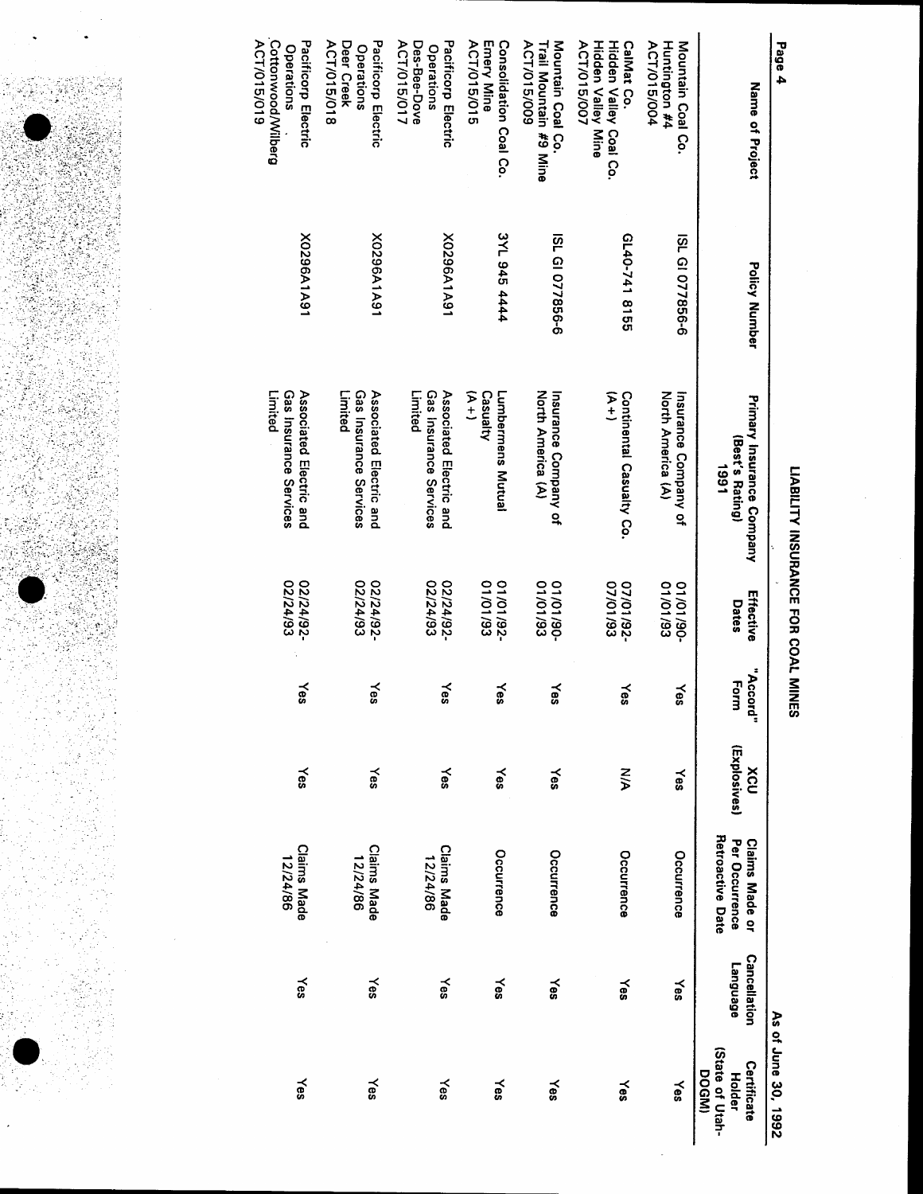# LIABILITY INSURANCE FOR COAL MINES

As of June 30, 1992

| Name of Project | Policy Number | Primary Insurance Company (Best's Rating) 1991 | Effective Dates | "Accord" Form | XCU (Explosives) | Claims Made or Per Occurrence Retroactive Date | Cancellation Language | Certificate Holder (State of Utah-DOGM) |
|---|---|---|---|---|---|---|---|---|
| Mountain Coal Co. Huntington #4 ACT/015/004 | ISL GI 077856-6 | Insurance Company of North America (A) | 01/01/90-01/01/93 | Yes | Yes | Occurrence | Yes | Yes |
| CalMat Co. Hidden Valley Coal Co. Hidden Valley Mine ACT/015/007 | GL40-741 8155 | Continental Casualty Co. (A+) | 07/01/92-07/01/93 | Yes | N/A | Occurrence | Yes | Yes |
| Mountain Coal Co. Trail Mountain #9 Mine ACT/015/009 | ISL GI 077856-6 | Insurance Company of North America (A) | 01/01/90-01/01/93 | Yes | Yes | Occurrence | Yes | Yes |
| Consolidation Coal Co. Emery Mine ACT/015/015 | 3YL 945 4444 | Lumbermens Mutual Casualty (A+) | 01/01/92-01/01/93 | Yes | Yes | Occurrence | Yes | Yes |
| Pacificorp Electric Operations Des-Bee-Dove ACT/015/017 | X0296A1A91 | Associated Electric and Gas Insurance Services Limited | 02/24/92-02/24/93 | Yes | Yes | Claims Made 12/24/86 | Yes | Yes |
| Pacificorp Electric Operations Deer Creek ACT/015/018 | X0296A1A91 | Associated Electric and Gas Insurance Services Limited | 02/24/92-02/24/93 | Yes | Yes | Claims Made 12/24/86 | Yes | Yes |
| Pacificorp Electric Operations Cottonwood/Wilberg ACT/015/019 | X0296A1A91 | Associated Electric and Gas Insurance Services Limited | 02/24/92-02/24/93 | Yes | Yes | Claims Made 12/24/86 | Yes | Yes |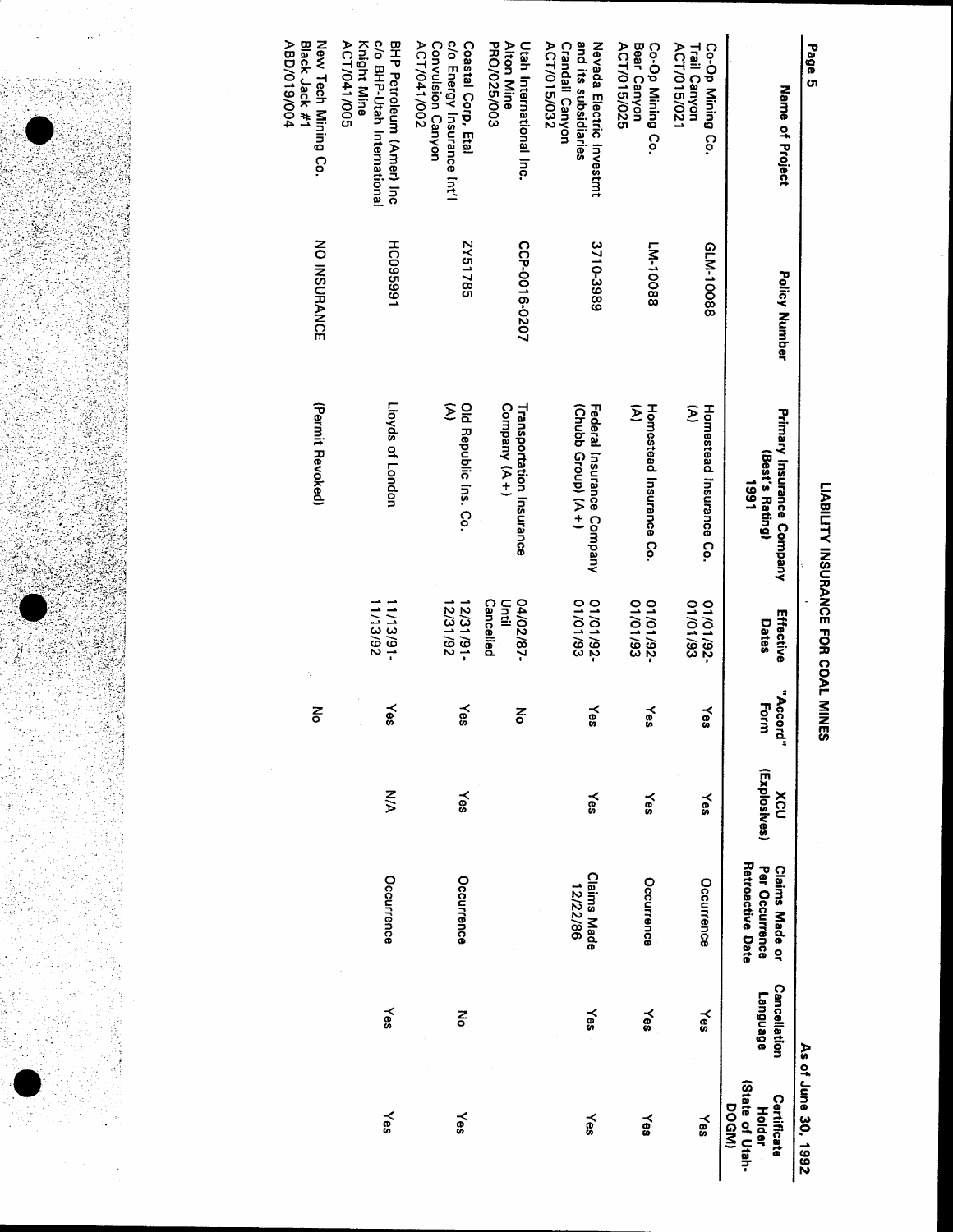As of June 30, 1992

# LIABILITY INSURANCE FOR COAL MINES

| Name of Project | Policy Number | Primary Insurance Company (Best's Rating) 1991 | Effective Dates | "Accord" Form | XCU (Explosives) | Claims Made or Per Occurrence Retroactive Date | Cancellation Language | Certificate Holder (State of Utah-DOGM) |
|---|---|---|---|---|---|---|---|---|
| Co-Op Mining Co. Trail Canyon ACT/015/021 | GLM-10088 | Homestead Insurance Co. (A) | 01/01/92-01/01/93 | Yes | Yes | Occurrence | Yes | Yes |
| Co-Op Mining Co. Bear Canyon ACT/015/025 | LM-10088 | Homestead Insurance Co. (A) | 01/01/92-01/01/93 | Yes | Yes | Occurrence | Yes | Yes |
| Nevada Electric Investmt and its subsidiaries Crandall Canyon ACT/015/032 | 3710-3989 | Federal Insurance Company (Chubb Group) (A+) | 01/01/92-01/01/93 | Yes | Yes | Claims Made 12/22/86 | Yes | Yes |
| Utah International Inc. Alton Mine PRO/025/003 | CCP-0016-0207 | Transportation Insurance Company (A+) | 04/02/87-Until Cancelled | No | | | | |
| Coastal Corp. Etal c/o Energy Insurance Int'l Convulsion Canyon ACT/041/002 | ZY51785 | Old Republic Ins. Co. (A) | 12/31/91-12/31/92 | Yes | Yes | Occurrence | No | Yes |
| BHP Petroleum (Amer) Inc c/o BHP-Utah International Knight Mine ACT/041/005 | HC095991 | Lloyds of London | 11/13/91-11/13/92 | Yes | N/A | Occurrence | Yes | Yes |
| New Tech Mining Co. Black Jack #1 ABD/019/004 | NO INSURANCE | (Permit Revoked) | | No | | | | |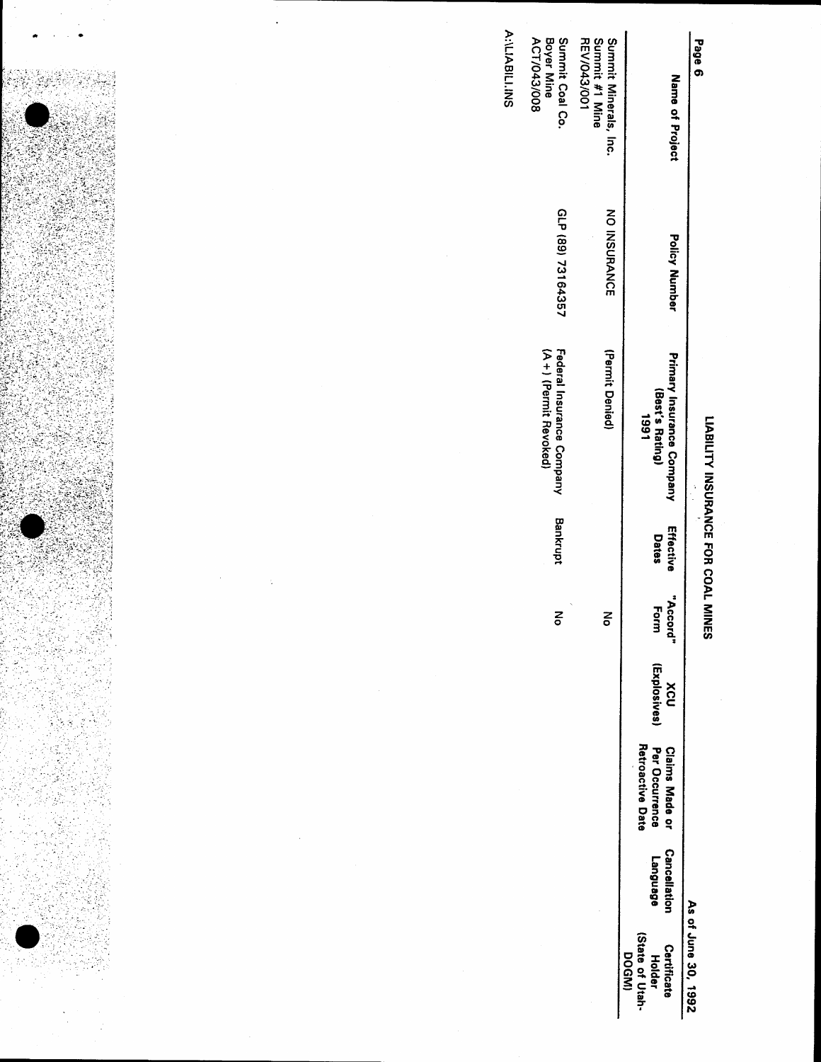As of June 30, 1992

# LIABILITY INSURANCE FOR COAL MINES

| Name of Project | Policy Number | Primary Insurance Company (Best's Rating) 1991 | Effective Dates | "Accord" Form | XCU (Explosives) | Claims Made or Per Occurrence Retroactive Date | Cancellation Language | Certificate Holder (State of Utah-DOGM) |
|---|---|---|---|---|---|---|---|---|
| Summit Minerals, Inc. Summit #1 Mine REV/043/001 | NO INSURANCE | (Permit Denied) | | No | | | | |
| Summit Coal Co. Boyer Mine ACT/043/008 | GLP (89) 73164357 | Federal Insurance Company (A+) (Permit Revoked) | Bankrupt | No | | | | |

A:\LIABILI.INS